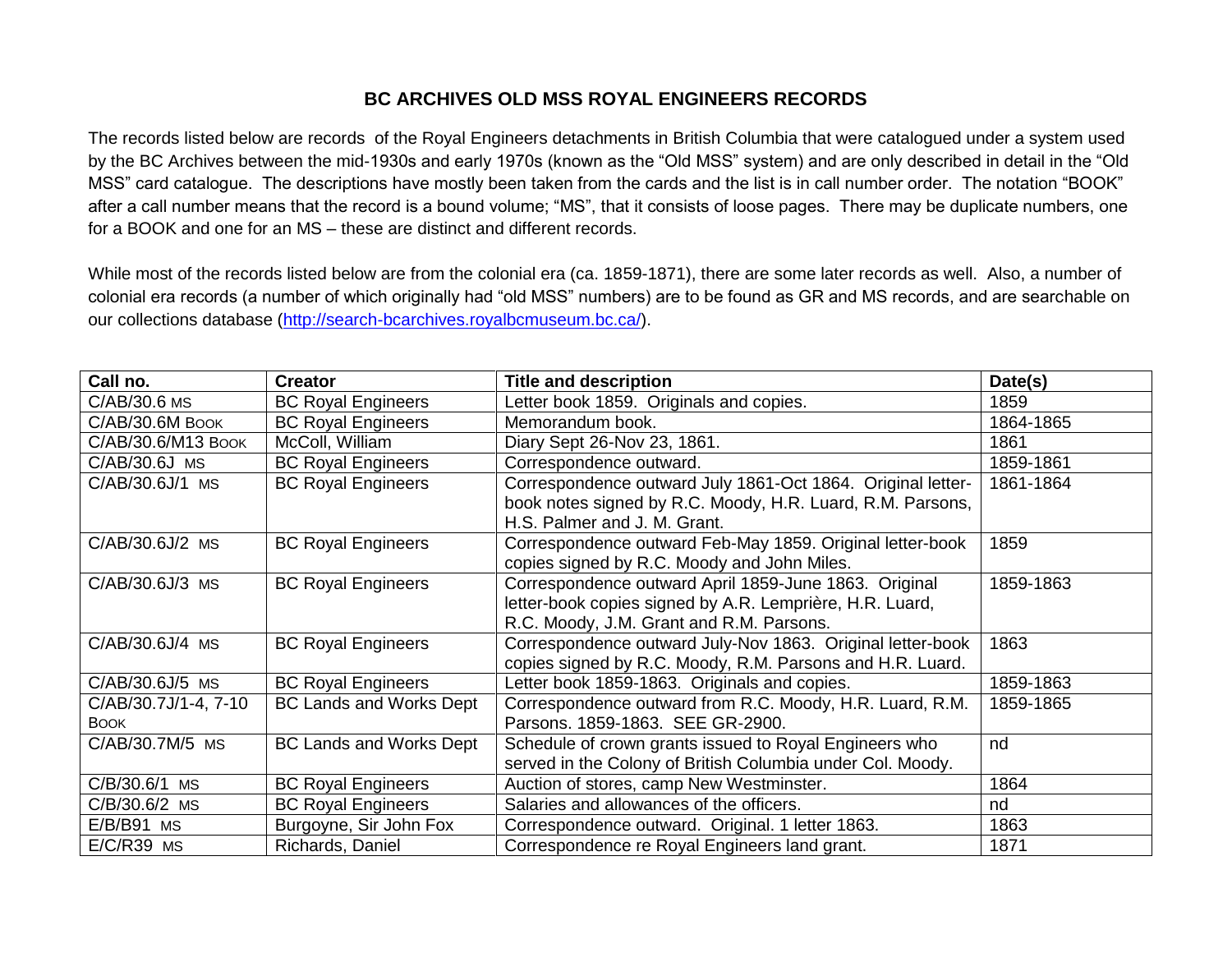# BC ARCHIVES OLD MSS ROYAL ENGINEERS RECORDS

The records listed below are records of the Royal Engineers detachments in British Columbia that were catalogued under a system used by the BC Archives between the mid-1930s and early 1970s (known as the "Old MSS" system) and are only described in detail in the "Old MSS" card catalogue. The descriptions have mostly been taken from the cards and the list is in call number order. The notation "BOOK" after a call number means that the record is a bound volume; "MS", that it consists of loose pages. There may be duplicate numbers, one for a BOOK and one for an MS – these are distinct and different records.

While most of the records listed below are from the colonial era (ca. 1859-1871), there are some later records as well. Also, a number of colonial era records (a number of which originally had "old MSS" numbers) are to be found as GR and MS records, and are searchable on our collections database (http://search-bcarchives.royalbcmuseum.bc.ca/).

| Call no. | Creator | Title and description | Date(s) |
|---|---|---|---|
| C/AB/30.6 MS | BC Royal Engineers | Letter book 1859. Originals and copies. | 1859 |
| C/AB/30.6M BOOK | BC Royal Engineers | Memorandum book. | 1864-1865 |
| C/AB/30.6/M13 BOOK | McColl, William | Diary Sept 26-Nov 23, 1861. | 1861 |
| C/AB/30.6J MS | BC Royal Engineers | Correspondence outward. | 1859-1861 |
| C/AB/30.6J/1 MS | BC Royal Engineers | Correspondence outward July 1861-Oct 1864. Original letter-book notes signed by R.C. Moody, H.R. Luard, R.M. Parsons, H.S. Palmer and J. M. Grant. | 1861-1864 |
| C/AB/30.6J/2 MS | BC Royal Engineers | Correspondence outward Feb-May 1859. Original letter-book copies signed by R.C. Moody and John Miles. | 1859 |
| C/AB/30.6J/3 MS | BC Royal Engineers | Correspondence outward April 1859-June 1863. Original letter-book copies signed by A.R. Lemprière, H.R. Luard, R.C. Moody, J.M. Grant and R.M. Parsons. | 1859-1863 |
| C/AB/30.6J/4 MS | BC Royal Engineers | Correspondence outward July-Nov 1863. Original letter-book copies signed by R.C. Moody, R.M. Parsons and H.R. Luard. | 1863 |
| C/AB/30.6J/5 MS | BC Royal Engineers | Letter book 1859-1863. Originals and copies. | 1859-1863 |
| C/AB/30.7J/1-4, 7-10 BOOK | BC Lands and Works Dept | Correspondence outward from R.C. Moody, H.R. Luard, R.M. Parsons. 1859-1863. SEE GR-2900. | 1859-1865 |
| C/AB/30.7M/5 MS | BC Lands and Works Dept | Schedule of crown grants issued to Royal Engineers who served in the Colony of British Columbia under Col. Moody. | nd |
| C/B/30.6/1 MS | BC Royal Engineers | Auction of stores, camp New Westminster. | 1864 |
| C/B/30.6/2 MS | BC Royal Engineers | Salaries and allowances of the officers. | nd |
| E/B/B91 MS | Burgoyne, Sir John Fox | Correspondence outward. Original. 1 letter 1863. | 1863 |
| E/C/R39 MS | Richards, Daniel | Correspondence re Royal Engineers land grant. | 1871 |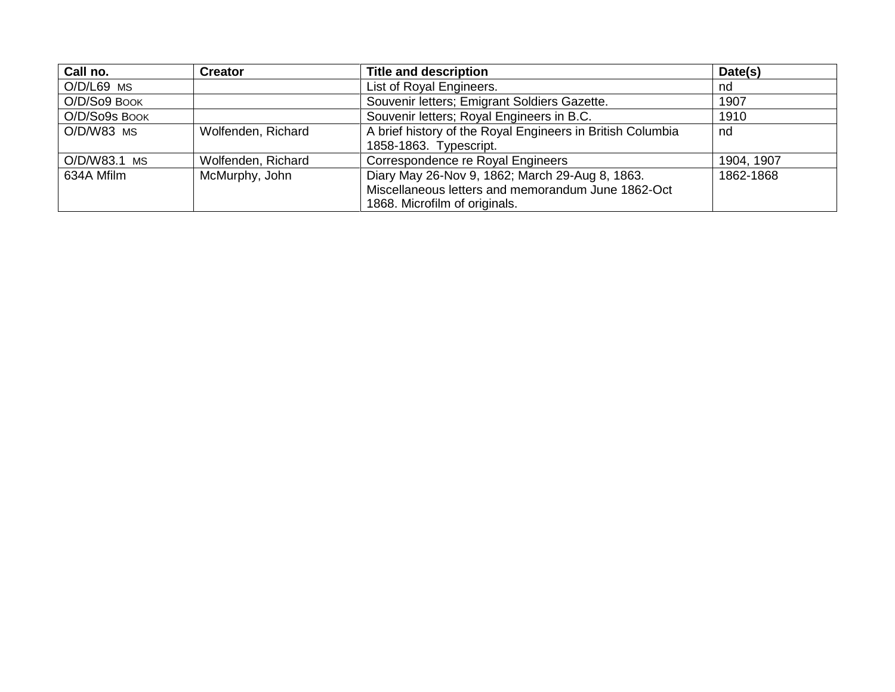| Call no. | Creator | Title and description | Date(s) |
| --- | --- | --- | --- |
| O/D/L69 MS | | List of Royal Engineers. | nd |
| O/D/So9 BOOK | | Souvenir letters; Emigrant Soldiers Gazette. | 1907 |
| O/D/So9s BOOK | | Souvenir letters; Royal Engineers in B.C. | 1910 |
| O/D/W83 MS | Wolfenden, Richard | A brief history of the Royal Engineers in British Columbia 1858-1863. Typescript. | nd |
| O/D/W83.1 MS | Wolfenden, Richard | Correspondence re Royal Engineers | 1904, 1907 |
| 634A Mfilm | McMurphy, John | Diary May 26-Nov 9, 1862; March 29-Aug 8, 1863. Miscellaneous letters and memorandum June 1862-Oct 1868. Microfilm of originals. | 1862-1868 |